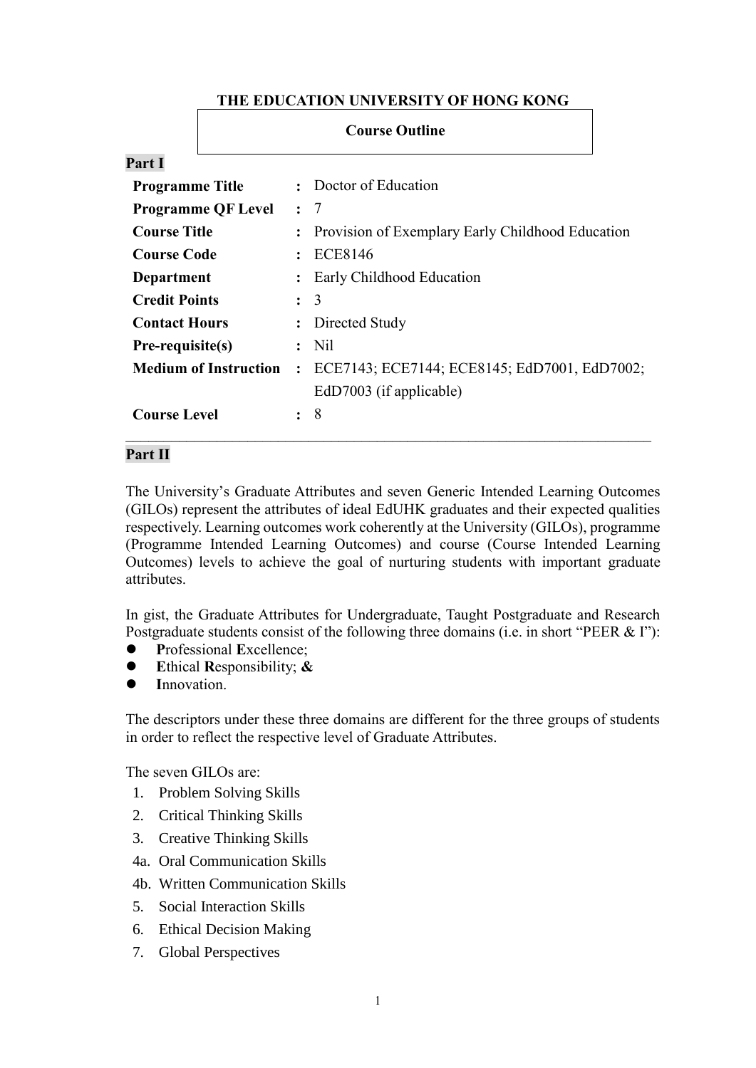**THE EDUCATION UNIVERSITY OF HONG KONG**

**Course Outline**

**Part I**

| | | |
|---|---|---|
| **Programme Title** | : | Doctor of Education |
| **Programme QF Level** | : | 7 |
| **Course Title** | : | Provision of Exemplary Early Childhood Education |
| **Course Code** | : | ECE8146 |
| **Department** | : | Early Childhood Education |
| **Credit Points** | : | 3 |
| **Contact Hours** | : | Directed Study |
| **Pre-requisite(s)** | : | Nil |
| **Medium of Instruction** | : | ECE7143; ECE7144; ECE8145; EdD7001, EdD7002; EdD7003 (if applicable) |
| **Course Level** | : | 8 |

---

**Part II**

The University's Graduate Attributes and seven Generic Intended Learning Outcomes (GILOs) represent the attributes of ideal EdUHK graduates and their expected qualities respectively. Learning outcomes work coherently at the University (GILOs), programme (Programme Intended Learning Outcomes) and course (Course Intended Learning Outcomes) levels to achieve the goal of nurturing students with important graduate attributes.

In gist, the Graduate Attributes for Undergraduate, Taught Postgraduate and Research Postgraduate students consist of the following three domains (i.e. in short "PEER & I"):

- **P**rofessional **E**xcellence;
- **E**thical **R**esponsibility; **&**
- **I**nnovation.

The descriptors under these three domains are different for the three groups of students in order to reflect the respective level of Graduate Attributes.

The seven GILOs are:

1. Problem Solving Skills
2. Critical Thinking Skills
3. Creative Thinking Skills

4a. Oral Communication Skills

4b. Written Communication Skills

5. Social Interaction Skills
6. Ethical Decision Making
7. Global Perspectives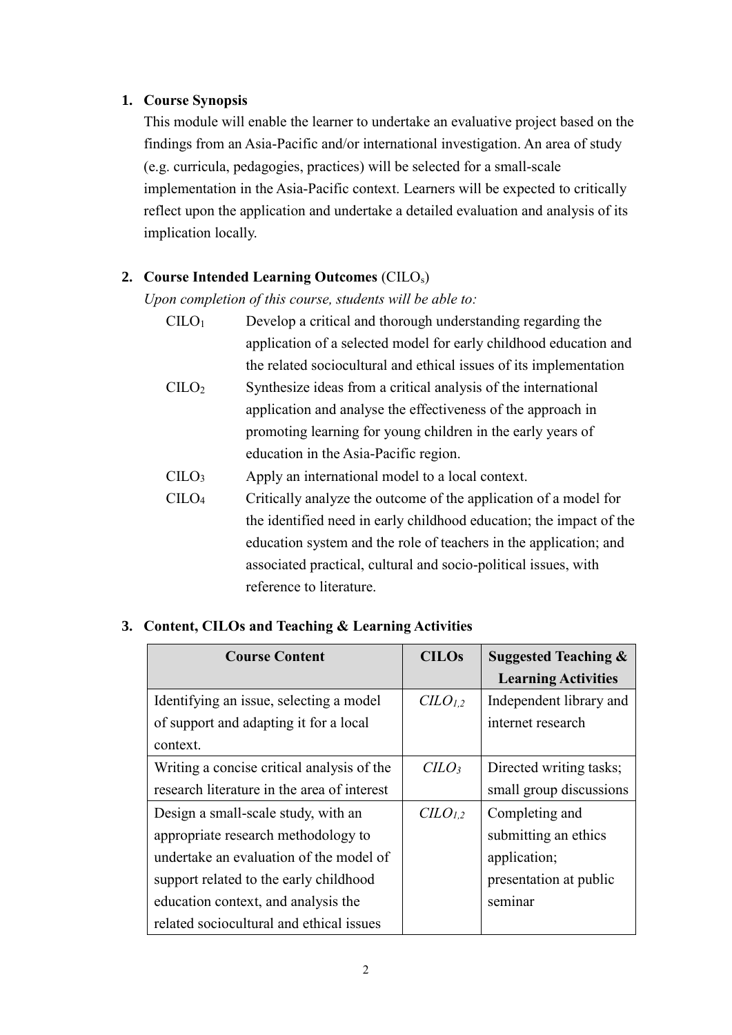## 1. Course Synopsis

This module will enable the learner to undertake an evaluative project based on the findings from an Asia-Pacific and/or international investigation. An area of study (e.g. curricula, pedagogies, practices) will be selected for a small-scale implementation in the Asia-Pacific context. Learners will be expected to critically reflect upon the application and undertake a detailed evaluation and analysis of its implication locally.

## 2. Course Intended Learning Outcomes ($CILO_s$)

*Upon completion of this course, students will be able to:*

| | |
|---|---|
| $CILO_1$ | Develop a critical and thorough understanding regarding the application of a selected model for early childhood education and the related sociocultural and ethical issues of its implementation |
| $CILO_2$ | Synthesize ideas from a critical analysis of the international application and analyse the effectiveness of the approach in promoting learning for young children in the early years of education in the Asia-Pacific region. |
| $CILO_3$ | Apply an international model to a local context. |
| $CILO_4$ | Critically analyze the outcome of the application of a model for the identified need in early childhood education; the impact of the education system and the role of teachers in the application; and associated practical, cultural and socio-political issues, with reference to literature. |

## 3. Content, CILOs and Teaching & Learning Activities

| Course Content | CILOs | Suggested Teaching & Learning Activities |
|---|---|---|
| Identifying an issue, selecting a model of support and adapting it for a local context. | $CILO_{1,2}$ | Independent library and internet research |
| Writing a concise critical analysis of the research literature in the area of interest | $CILO_3$ | Directed writing tasks; small group discussions |
| Design a small-scale study, with an appropriate research methodology to undertake an evaluation of the model of support related to the early childhood education context, and analysis the related sociocultural and ethical issues | $CILO_{1,2}$ | Completing and submitting an ethics application; presentation at public seminar |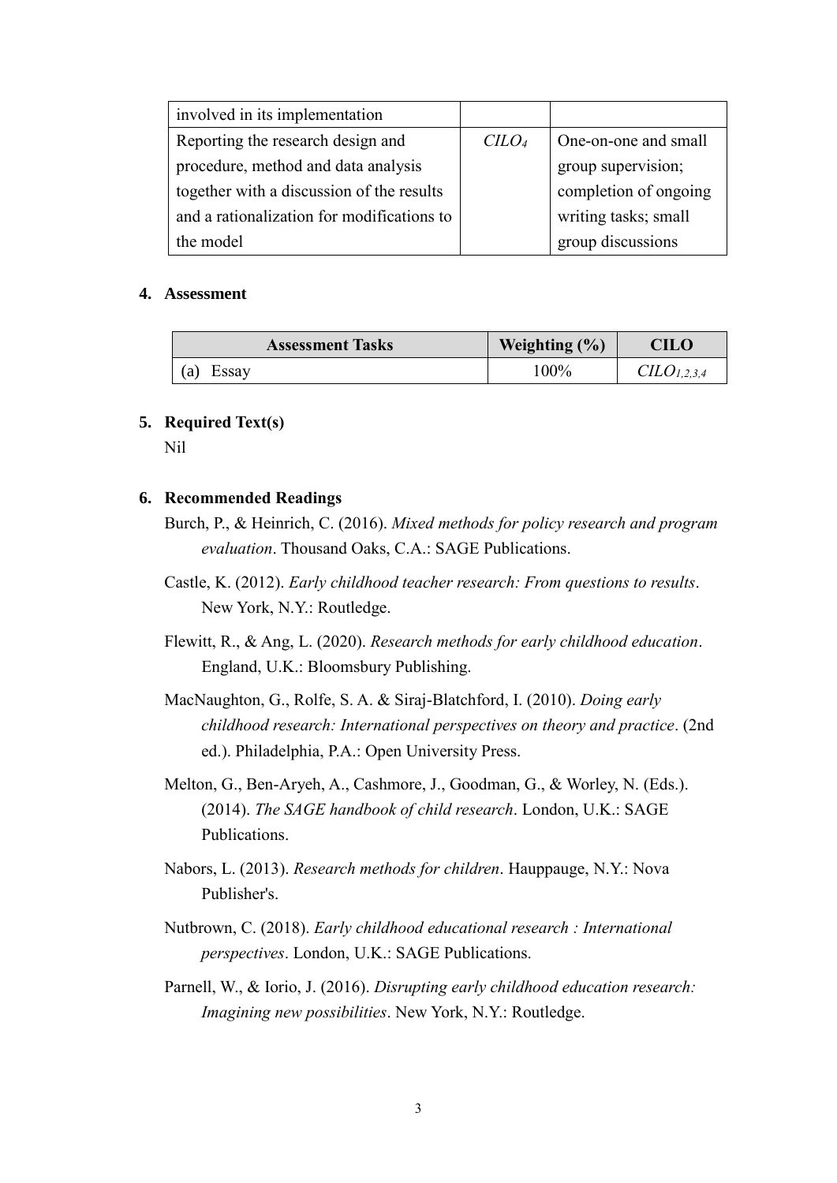| | | |
|---|---|---|
| involved in its implementation | | |
| Reporting the research design and procedure, method and data analysis together with a discussion of the results and a rationalization for modifications to the model | $CILO_4$ | One-on-one and small group supervision; completion of ongoing writing tasks; small group discussions |

**4. Assessment**

| Assessment Tasks | Weighting (%) | CILO |
|---|---|---|
| (a) Essay | 100% | $CILO_{1,2,3,4}$ |

**5. Required Text(s)**

Nil

**6. Recommended Readings**

Burch, P., & Heinrich, C. (2016). *Mixed methods for policy research and program evaluation*. Thousand Oaks, C.A.: SAGE Publications.

Castle, K. (2012). *Early childhood teacher research: From questions to results*. New York, N.Y.: Routledge.

Flewitt, R., & Ang, L. (2020). *Research methods for early childhood education*. England, U.K.: Bloomsbury Publishing.

MacNaughton, G., Rolfe, S. A. & Siraj-Blatchford, I. (2010). *Doing early childhood research: International perspectives on theory and practice*. (2nd ed.). Philadelphia, P.A.: Open University Press.

Melton, G., Ben-Aryeh, A., Cashmore, J., Goodman, G., & Worley, N. (Eds.). (2014). *The SAGE handbook of child research*. London, U.K.: SAGE Publications.

Nabors, L. (2013). *Research methods for children*. Hauppauge, N.Y.: Nova Publisher's.

Nutbrown, C. (2018). *Early childhood educational research : International perspectives*. London, U.K.: SAGE Publications.

Parnell, W., & Iorio, J. (2016). *Disrupting early childhood education research: Imagining new possibilities*. New York, N.Y.: Routledge.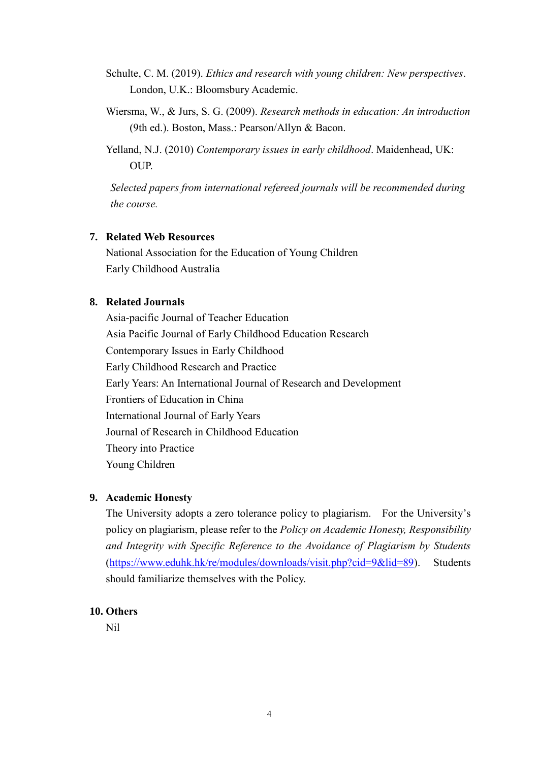Schulte, C. M. (2019). *Ethics and research with young children: New perspectives*. London, U.K.: Bloomsbury Academic.

Wiersma, W., & Jurs, S. G. (2009). *Research methods in education: An introduction* (9th ed.). Boston, Mass.: Pearson/Allyn & Bacon.

Yelland, N.J. (2010) *Contemporary issues in early childhood*. Maidenhead, UK: OUP.

*Selected papers from international refereed journals will be recommended during the course.*

## 7. Related Web Resources

National Association for the Education of Young Children
Early Childhood Australia

## 8. Related Journals

Asia-pacific Journal of Teacher Education
Asia Pacific Journal of Early Childhood Education Research
Contemporary Issues in Early Childhood
Early Childhood Research and Practice
Early Years: An International Journal of Research and Development
Frontiers of Education in China
International Journal of Early Years
Journal of Research in Childhood Education
Theory into Practice
Young Children

## 9. Academic Honesty

The University adopts a zero tolerance policy to plagiarism. For the University's policy on plagiarism, please refer to the *Policy on Academic Honesty, Responsibility and Integrity with Specific Reference to the Avoidance of Plagiarism by Students* (https://www.eduhk.hk/re/modules/downloads/visit.php?cid=9&lid=89). Students should familiarize themselves with the Policy.

## 10. Others

Nil